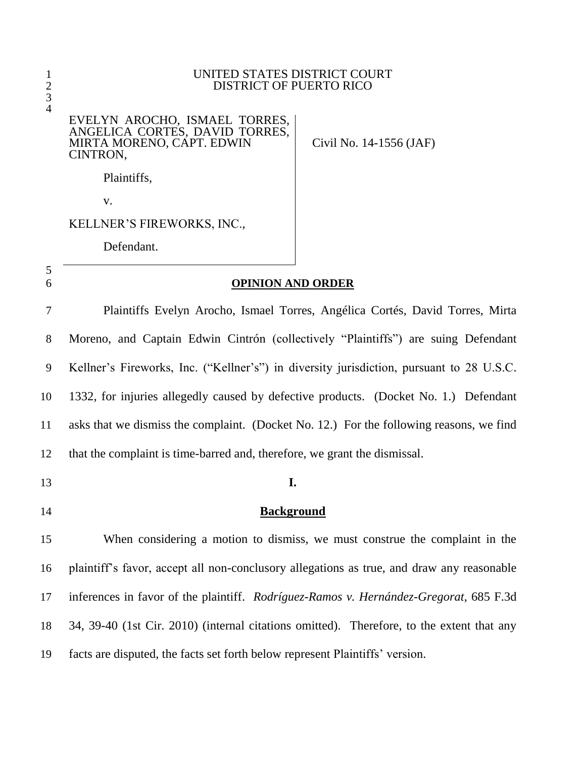UNITED STATES DISTRICT COURT
DISTRICT OF PUERTO RICO

EVELYN AROCHO, ISMAEL TORRES, ANGELICA CORTES, DAVID TORRES, MIRTA MORENO, CAPT. EDWIN CINTRON,

Plaintiffs,

v.

KELLNER'S FIREWORKS, INC.,

Defendant.

Civil No. 14-1556 (JAF)

## OPINION AND ORDER

Plaintiffs Evelyn Arocho, Ismael Torres, Angélica Cortés, David Torres, Mirta Moreno, and Captain Edwin Cintrón (collectively "Plaintiffs") are suing Defendant Kellner's Fireworks, Inc. ("Kellner's") in diversity jurisdiction, pursuant to 28 U.S.C. 1332, for injuries allegedly caused by defective products. (Docket No. 1.) Defendant asks that we dismiss the complaint. (Docket No. 12.) For the following reasons, we find that the complaint is time-barred and, therefore, we grant the dismissal.

## I.

## Background

When considering a motion to dismiss, we must construe the complaint in the plaintiff's favor, accept all non-conclusory allegations as true, and draw any reasonable inferences in favor of the plaintiff. *Rodríguez-Ramos v. Hernández-Gregorat*, 685 F.3d 34, 39-40 (1st Cir. 2010) (internal citations omitted). Therefore, to the extent that any facts are disputed, the facts set forth below represent Plaintiffs' version.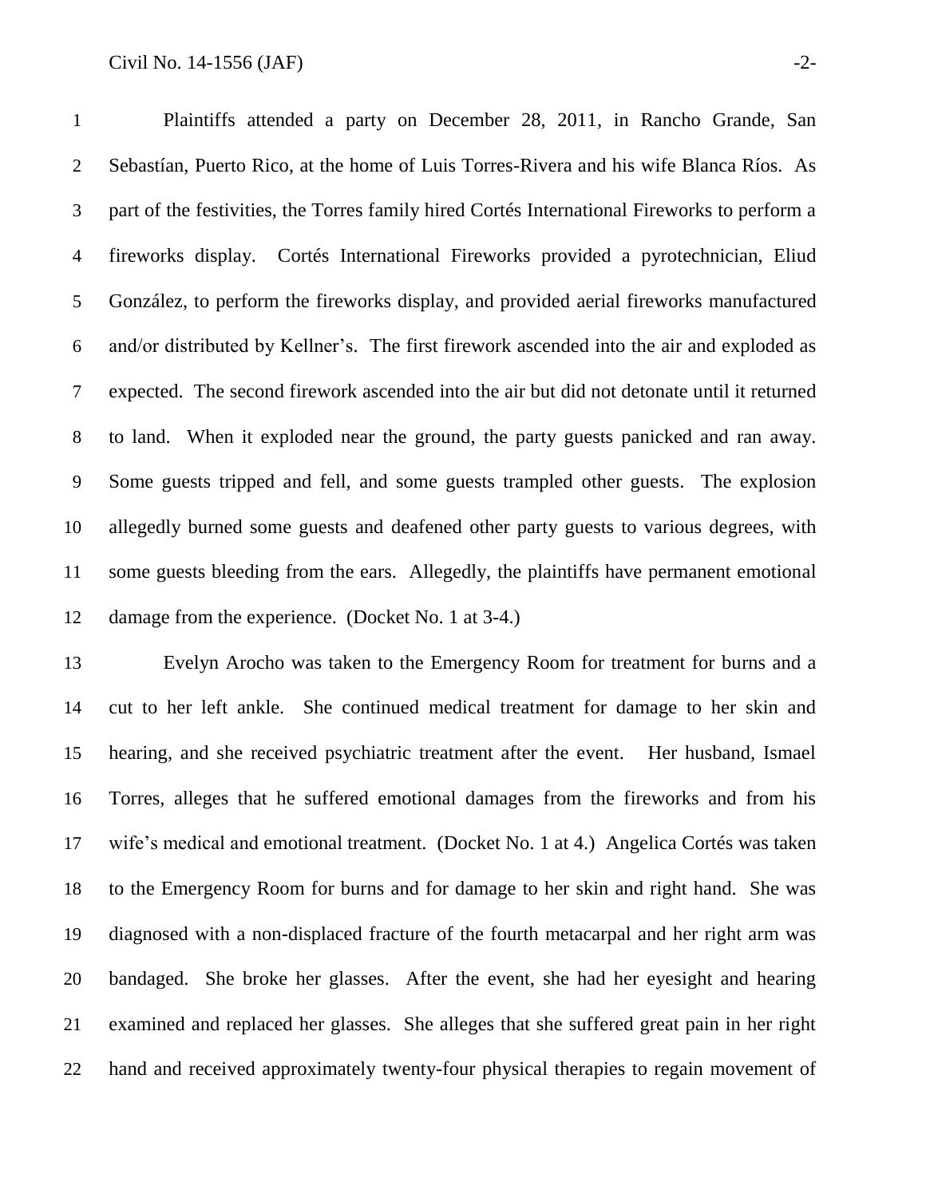Plaintiffs attended a party on December 28, 2011, in Rancho Grande, San Sebastían, Puerto Rico, at the home of Luis Torres-Rivera and his wife Blanca Ríos. As part of the festivities, the Torres family hired Cortés International Fireworks to perform a fireworks display. Cortés International Fireworks provided a pyrotechnician, Eliud González, to perform the fireworks display, and provided aerial fireworks manufactured and/or distributed by Kellner's. The first firework ascended into the air and exploded as expected. The second firework ascended into the air but did not detonate until it returned to land. When it exploded near the ground, the party guests panicked and ran away. Some guests tripped and fell, and some guests trampled other guests. The explosion allegedly burned some guests and deafened other party guests to various degrees, with some guests bleeding from the ears. Allegedly, the plaintiffs have permanent emotional damage from the experience. (Docket No. 1 at 3-4.)

Evelyn Arocho was taken to the Emergency Room for treatment for burns and a cut to her left ankle. She continued medical treatment for damage to her skin and hearing, and she received psychiatric treatment after the event. Her husband, Ismael Torres, alleges that he suffered emotional damages from the fireworks and from his wife's medical and emotional treatment. (Docket No. 1 at 4.) Angelica Cortés was taken to the Emergency Room for burns and for damage to her skin and right hand. She was diagnosed with a non-displaced fracture of the fourth metacarpal and her right arm was bandaged. She broke her glasses. After the event, she had her eyesight and hearing examined and replaced her glasses. She alleges that she suffered great pain in her right hand and received approximately twenty-four physical therapies to regain movement of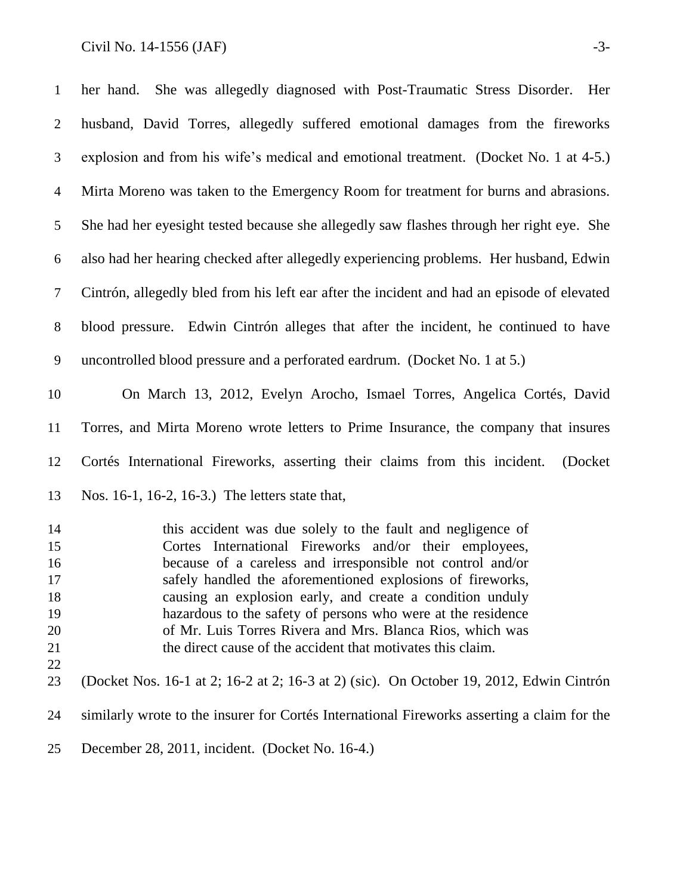her hand. She was allegedly diagnosed with Post-Traumatic Stress Disorder. Her husband, David Torres, allegedly suffered emotional damages from the fireworks explosion and from his wife's medical and emotional treatment. (Docket No. 1 at 4-5.) Mirta Moreno was taken to the Emergency Room for treatment for burns and abrasions. She had her eyesight tested because she allegedly saw flashes through her right eye. She also had her hearing checked after allegedly experiencing problems. Her husband, Edwin Cintrón, allegedly bled from his left ear after the incident and had an episode of elevated blood pressure. Edwin Cintrón alleges that after the incident, he continued to have uncontrolled blood pressure and a perforated eardrum. (Docket No. 1 at 5.)

On March 13, 2012, Evelyn Arocho, Ismael Torres, Angelica Cortés, David Torres, and Mirta Moreno wrote letters to Prime Insurance, the company that insures Cortés International Fireworks, asserting their claims from this incident. (Docket Nos. 16-1, 16-2, 16-3.) The letters state that,

> this accident was due solely to the fault and negligence of Cortes International Fireworks and/or their employees, because of a careless and irresponsible not control and/or safely handled the aforementioned explosions of fireworks, causing an explosion early, and create a condition unduly hazardous to the safety of persons who were at the residence of Mr. Luis Torres Rivera and Mrs. Blanca Rios, which was the direct cause of the accident that motivates this claim.

(Docket Nos. 16-1 at 2; 16-2 at 2; 16-3 at 2) (sic). On October 19, 2012, Edwin Cintrón similarly wrote to the insurer for Cortés International Fireworks asserting a claim for the December 28, 2011, incident. (Docket No. 16-4.)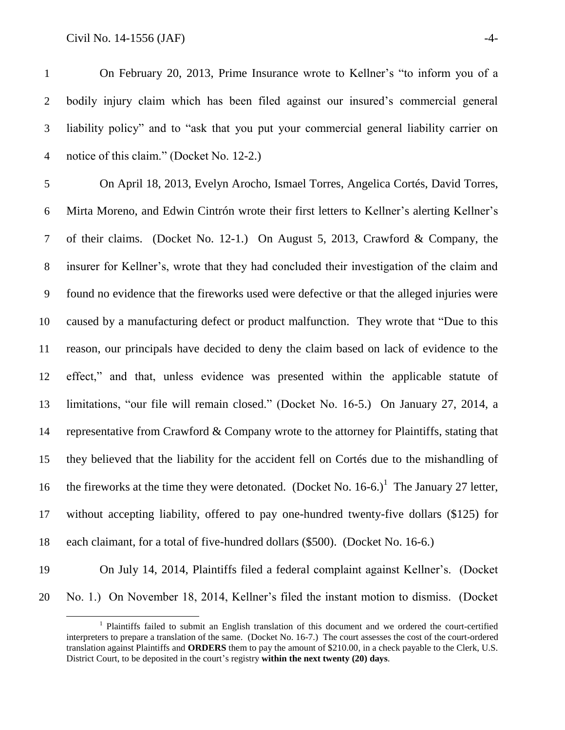On February 20, 2013, Prime Insurance wrote to Kellner's "to inform you of a bodily injury claim which has been filed against our insured's commercial general liability policy" and to "ask that you put your commercial general liability carrier on notice of this claim." (Docket No. 12-2.)

On April 18, 2013, Evelyn Arocho, Ismael Torres, Angelica Cortés, David Torres, Mirta Moreno, and Edwin Cintrón wrote their first letters to Kellner's alerting Kellner's of their claims. (Docket No. 12-1.) On August 5, 2013, Crawford & Company, the insurer for Kellner's, wrote that they had concluded their investigation of the claim and found no evidence that the fireworks used were defective or that the alleged injuries were caused by a manufacturing defect or product malfunction. They wrote that "Due to this reason, our principals have decided to deny the claim based on lack of evidence to the effect," and that, unless evidence was presented within the applicable statute of limitations, "our file will remain closed." (Docket No. 16-5.) On January 27, 2014, a representative from Crawford & Company wrote to the attorney for Plaintiffs, stating that they believed that the liability for the accident fell on Cortés due to the mishandling of the fireworks at the time they were detonated. (Docket No. 16-6.)[1] The January 27 letter, without accepting liability, offered to pay one-hundred twenty-five dollars ($125) for each claimant, for a total of five-hundred dollars ($500). (Docket No. 16-6.)

On July 14, 2014, Plaintiffs filed a federal complaint against Kellner's. (Docket No. 1.) On November 18, 2014, Kellner's filed the instant motion to dismiss. (Docket

[1] Plaintiffs failed to submit an English translation of this document and we ordered the court-certified interpreters to prepare a translation of the same. (Docket No. 16-7.) The court assesses the cost of the court-ordered translation against Plaintiffs and **ORDERS** them to pay the amount of $210.00, in a check payable to the Clerk, U.S. District Court, to be deposited in the court's registry **within the next twenty (20) days**.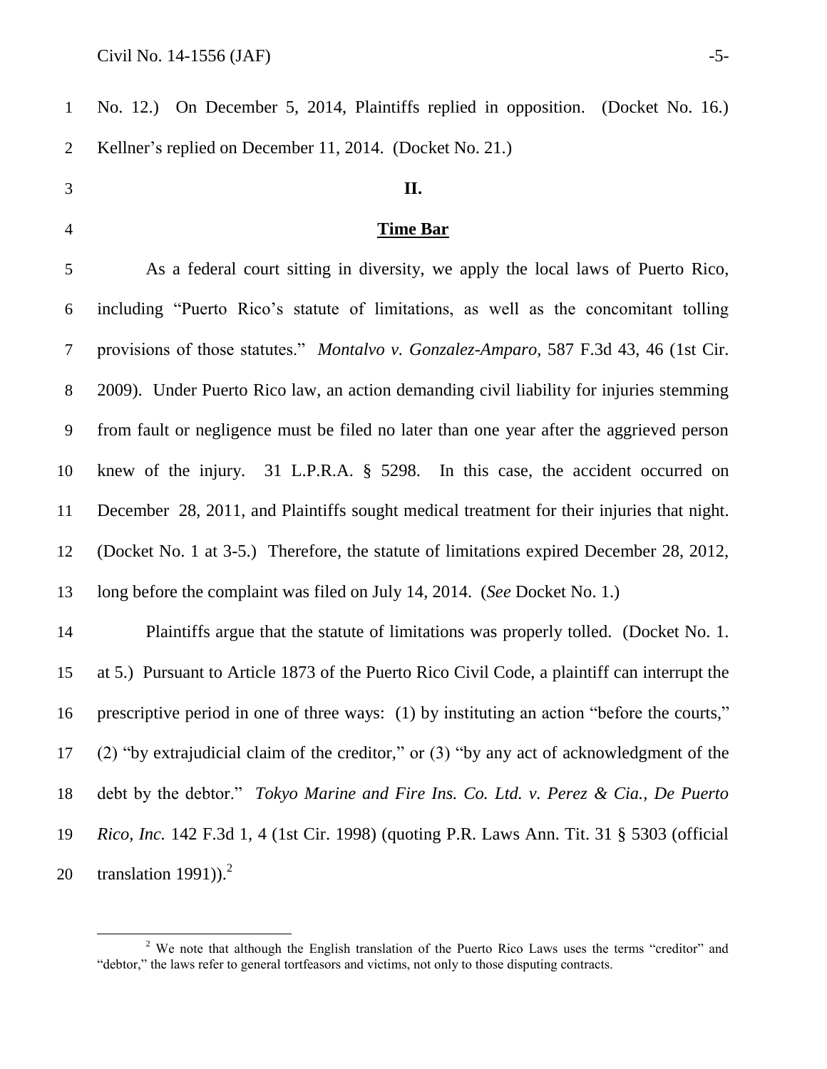No. 12.) On December 5, 2014, Plaintiffs replied in opposition. (Docket No. 16.) Kellner's replied on December 11, 2014. (Docket No. 21.)

## II.

## Time Bar

As a federal court sitting in diversity, we apply the local laws of Puerto Rico, including "Puerto Rico's statute of limitations, as well as the concomitant tolling provisions of those statutes." *Montalvo v. Gonzalez-Amparo*, 587 F.3d 43, 46 (1st Cir. 2009). Under Puerto Rico law, an action demanding civil liability for injuries stemming from fault or negligence must be filed no later than one year after the aggrieved person knew of the injury. 31 L.P.R.A. § 5298. In this case, the accident occurred on December 28, 2011, and Plaintiffs sought medical treatment for their injuries that night. (Docket No. 1 at 3-5.) Therefore, the statute of limitations expired December 28, 2012, long before the complaint was filed on July 14, 2014. (*See* Docket No. 1.)

Plaintiffs argue that the statute of limitations was properly tolled. (Docket No. 1. at 5.) Pursuant to Article 1873 of the Puerto Rico Civil Code, a plaintiff can interrupt the prescriptive period in one of three ways: (1) by instituting an action "before the courts," (2) "by extrajudicial claim of the creditor," or (3) "by any act of acknowledgment of the debt by the debtor." *Tokyo Marine and Fire Ins. Co. Ltd. v. Perez & Cia., De Puerto Rico, Inc.* 142 F.3d 1, 4 (1st Cir. 1998) (quoting P.R. Laws Ann. Tit. 31 § 5303 (official translation 1991)).[2]

[2] We note that although the English translation of the Puerto Rico Laws uses the terms "creditor" and "debtor," the laws refer to general tortfeasors and victims, not only to those disputing contracts.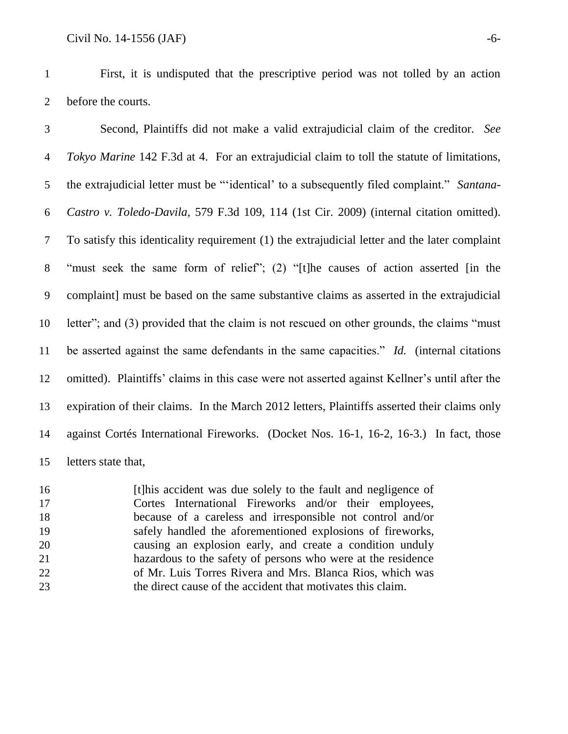First, it is undisputed that the prescriptive period was not tolled by an action before the courts.

Second, Plaintiffs did not make a valid extrajudicial claim of the creditor. *See Tokyo Marine* 142 F.3d at 4. For an extrajudicial claim to toll the statute of limitations, the extrajudicial letter must be "'identical' to a subsequently filed complaint." *Santana-Castro v. Toledo-Davila*, 579 F.3d 109, 114 (1st Cir. 2009) (internal citation omitted). To satisfy this identicality requirement (1) the extrajudicial letter and the later complaint "must seek the same form of relief"; (2) "[t]he causes of action asserted [in the complaint] must be based on the same substantive claims as asserted in the extrajudicial letter"; and (3) provided that the claim is not rescued on other grounds, the claims "must be asserted against the same defendants in the same capacities." *Id.* (internal citations omitted). Plaintiffs' claims in this case were not asserted against Kellner's until after the expiration of their claims. In the March 2012 letters, Plaintiffs asserted their claims only against Cortés International Fireworks. (Docket Nos. 16-1, 16-2, 16-3.) In fact, those letters state that,

> [t]his accident was due solely to the fault and negligence of Cortes International Fireworks and/or their employees, because of a careless and irresponsible not control and/or safely handled the aforementioned explosions of fireworks, causing an explosion early, and create a condition unduly hazardous to the safety of persons who were at the residence of Mr. Luis Torres Rivera and Mrs. Blanca Rios, which was the direct cause of the accident that motivates this claim.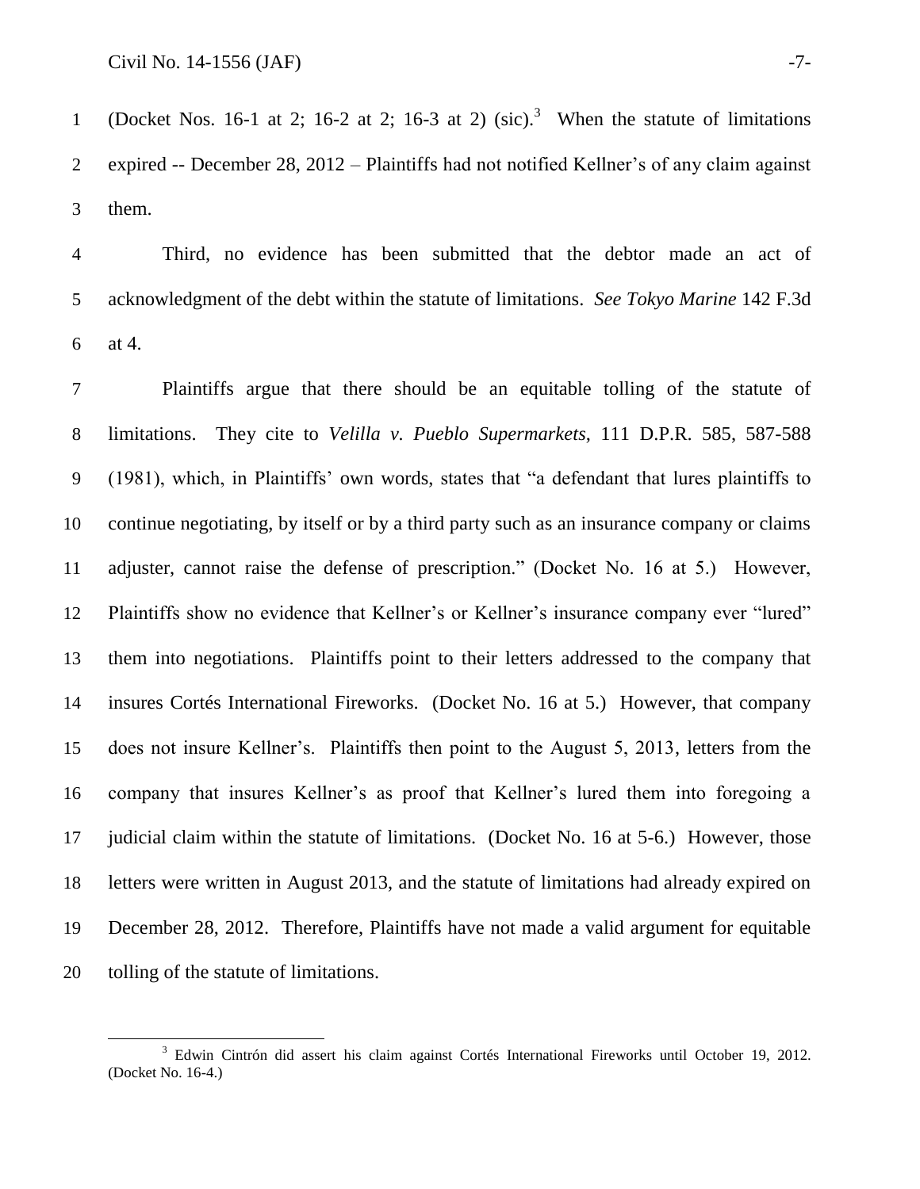(Docket Nos. 16-1 at 2; 16-2 at 2; 16-3 at 2) (sic).[3] When the statute of limitations expired -- December 28, 2012 – Plaintiffs had not notified Kellner's of any claim against them.

Third, no evidence has been submitted that the debtor made an act of acknowledgment of the debt within the statute of limitations. *See Tokyo Marine* 142 F.3d at 4.

Plaintiffs argue that there should be an equitable tolling of the statute of limitations. They cite to *Velilla v. Pueblo Supermarkets*, 111 D.P.R. 585, 587-588 (1981), which, in Plaintiffs' own words, states that "a defendant that lures plaintiffs to continue negotiating, by itself or by a third party such as an insurance company or claims adjuster, cannot raise the defense of prescription." (Docket No. 16 at 5.) However, Plaintiffs show no evidence that Kellner's or Kellner's insurance company ever "lured" them into negotiations. Plaintiffs point to their letters addressed to the company that insures Cortés International Fireworks. (Docket No. 16 at 5.) However, that company does not insure Kellner's. Plaintiffs then point to the August 5, 2013, letters from the company that insures Kellner's as proof that Kellner's lured them into foregoing a judicial claim within the statute of limitations. (Docket No. 16 at 5-6.) However, those letters were written in August 2013, and the statute of limitations had already expired on December 28, 2012. Therefore, Plaintiffs have not made a valid argument for equitable tolling of the statute of limitations.

---

[3] Edwin Cintrón did assert his claim against Cortés International Fireworks until October 19, 2012. (Docket No. 16-4.)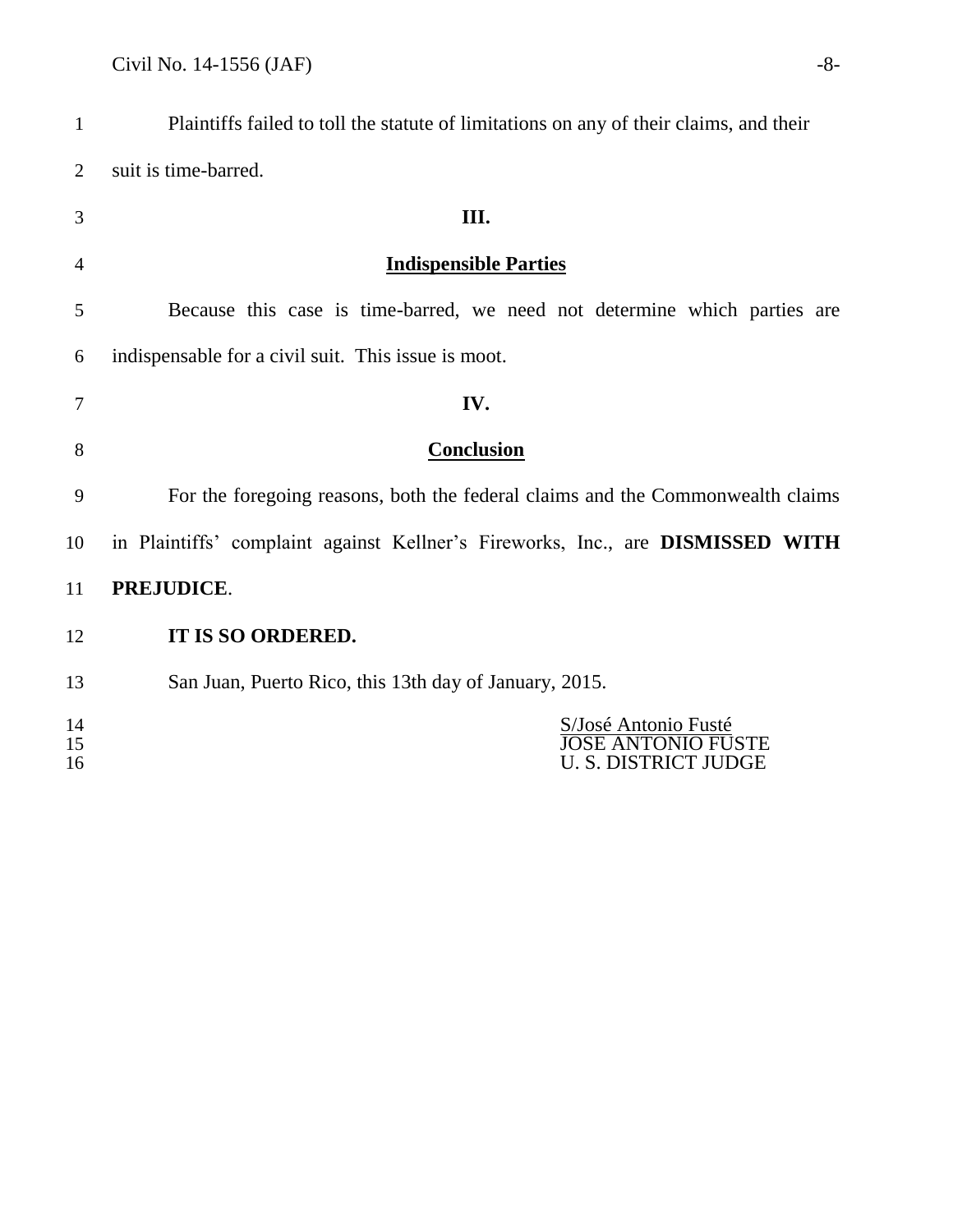Plaintiffs failed to toll the statute of limitations on any of their claims, and their suit is time-barred.

## III.

## Indispensible Parties

Because this case is time-barred, we need not determine which parties are indispensable for a civil suit. This issue is moot.

## IV.

## Conclusion

For the foregoing reasons, both the federal claims and the Commonwealth claims in Plaintiffs' complaint against Kellner's Fireworks, Inc., are **DISMISSED WITH PREJUDICE**.

**IT IS SO ORDERED.**

San Juan, Puerto Rico, this 13th day of January, 2015.

S/José Antonio Fusté
JOSE ANTONIO FUSTE
U. S. DISTRICT JUDGE